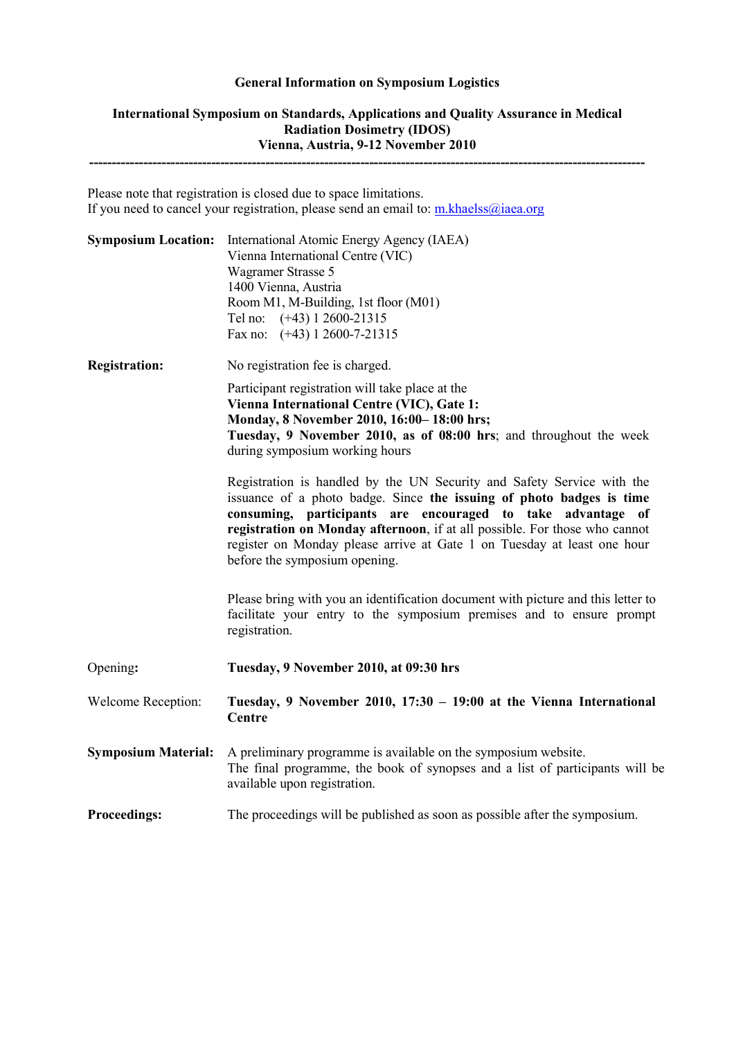## General Information on Symposium Logistics

### International Symposium on Standards, Applications and Quality Assurance in Medical Radiation Dosimetry (IDOS)
### Vienna, Austria, 9-12 November 2010

---

Please note that registration is closed due to space limitations.
If you need to cancel your registration, please send an email to: m.khaelss@iaea.org

**Symposium Location:** International Atomic Energy Agency (IAEA)
Vienna International Centre (VIC)
Wagramer Strasse 5
1400 Vienna, Austria
Room M1, M-Building, 1st floor (M01)
Tel no: (+43) 1 2600-21315
Fax no: (+43) 1 2600-7-21315

**Registration:** No registration fee is charged.

Participant registration will take place at the **Vienna International Centre (VIC), Gate 1:**
**Monday, 8 November 2010, 16:00– 18:00 hrs;**
**Tuesday, 9 November 2010, as of 08:00 hrs**; and throughout the week during symposium working hours

Registration is handled by the UN Security and Safety Service with the issuance of a photo badge. Since **the issuing of photo badges is time consuming, participants are encouraged to take advantage of registration on Monday afternoon**, if at all possible. For those who cannot register on Monday please arrive at Gate 1 on Tuesday at least one hour before the symposium opening.

Please bring with you an identification document with picture and this letter to facilitate your entry to the symposium premises and to ensure prompt registration.

Opening**:** **Tuesday, 9 November 2010, at 09:30 hrs**

Welcome Reception: **Tuesday, 9 November 2010, 17:30 – 19:00 at the Vienna International Centre**

**Symposium Material:** A preliminary programme is available on the symposium website.
The final programme, the book of synopses and a list of participants will be available upon registration.

**Proceedings:** The proceedings will be published as soon as possible after the symposium.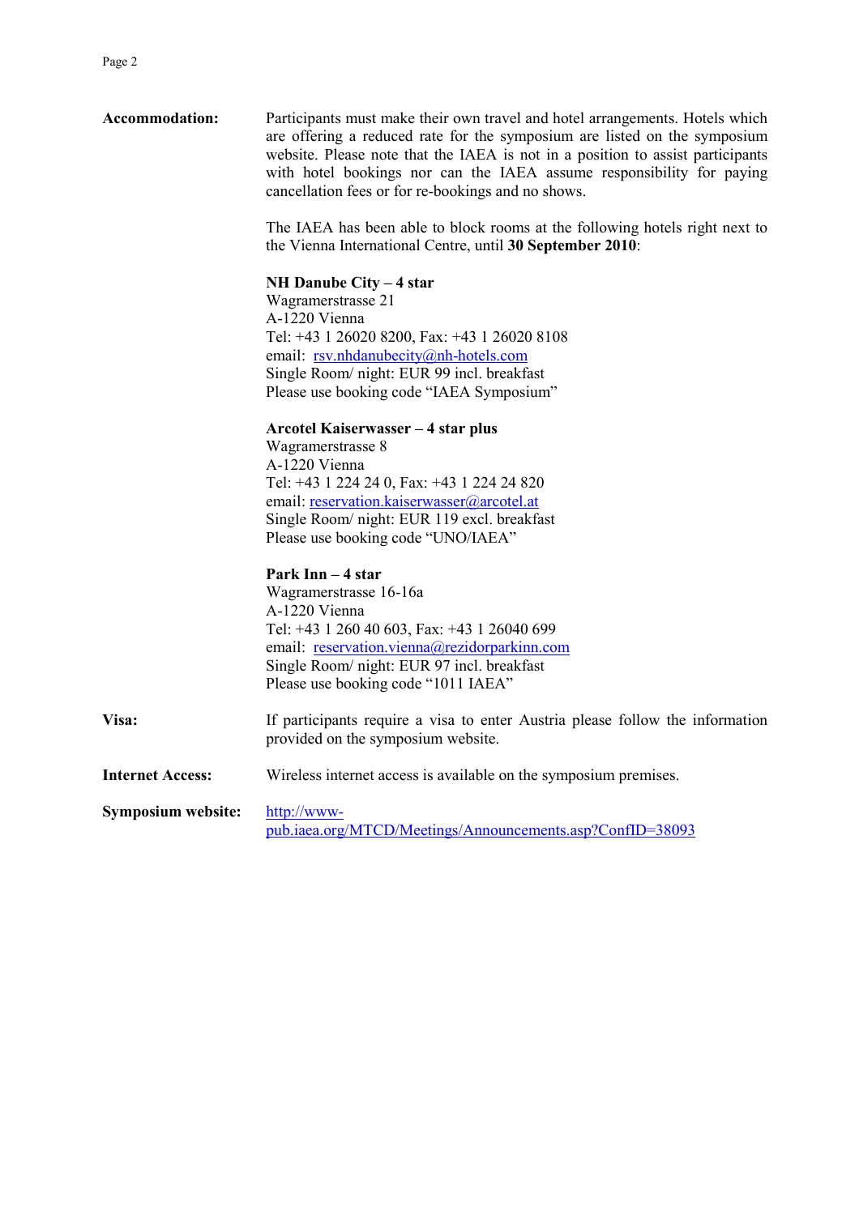**Accommodation:** Participants must make their own travel and hotel arrangements. Hotels which are offering a reduced rate for the symposium are listed on the symposium website. Please note that the IAEA is not in a position to assist participants with hotel bookings nor can the IAEA assume responsibility for paying cancellation fees or for re-bookings and no shows.

The IAEA has been able to block rooms at the following hotels right next to the Vienna International Centre, until **30 September 2010**:

**NH Danube City – 4 star**
Wagramerstrasse 21
A-1220 Vienna
Tel: +43 1 26020 8200, Fax: +43 1 26020 8108
email: rsv.nhdanubecity@nh-hotels.com
Single Room/ night: EUR 99 incl. breakfast
Please use booking code "IAEA Symposium"

**Arcotel Kaiserwasser – 4 star plus**
Wagramerstrasse 8
A-1220 Vienna
Tel: +43 1 224 24 0, Fax: +43 1 224 24 820
email: reservation.kaiserwasser@arcotel.at
Single Room/ night: EUR 119 excl. breakfast
Please use booking code "UNO/IAEA"

**Park Inn – 4 star**
Wagramerstrasse 16-16a
A-1220 Vienna
Tel: +43 1 260 40 603, Fax: +43 1 26040 699
email: reservation.vienna@rezidorparkinn.com
Single Room/ night: EUR 97 incl. breakfast
Please use booking code "1011 IAEA"

**Visa:** If participants require a visa to enter Austria please follow the information provided on the symposium website.

**Internet Access:** Wireless internet access is available on the symposium premises.

**Symposium website:** http://www-pub.iaea.org/MTCD/Meetings/Announcements.asp?ConfID=38093